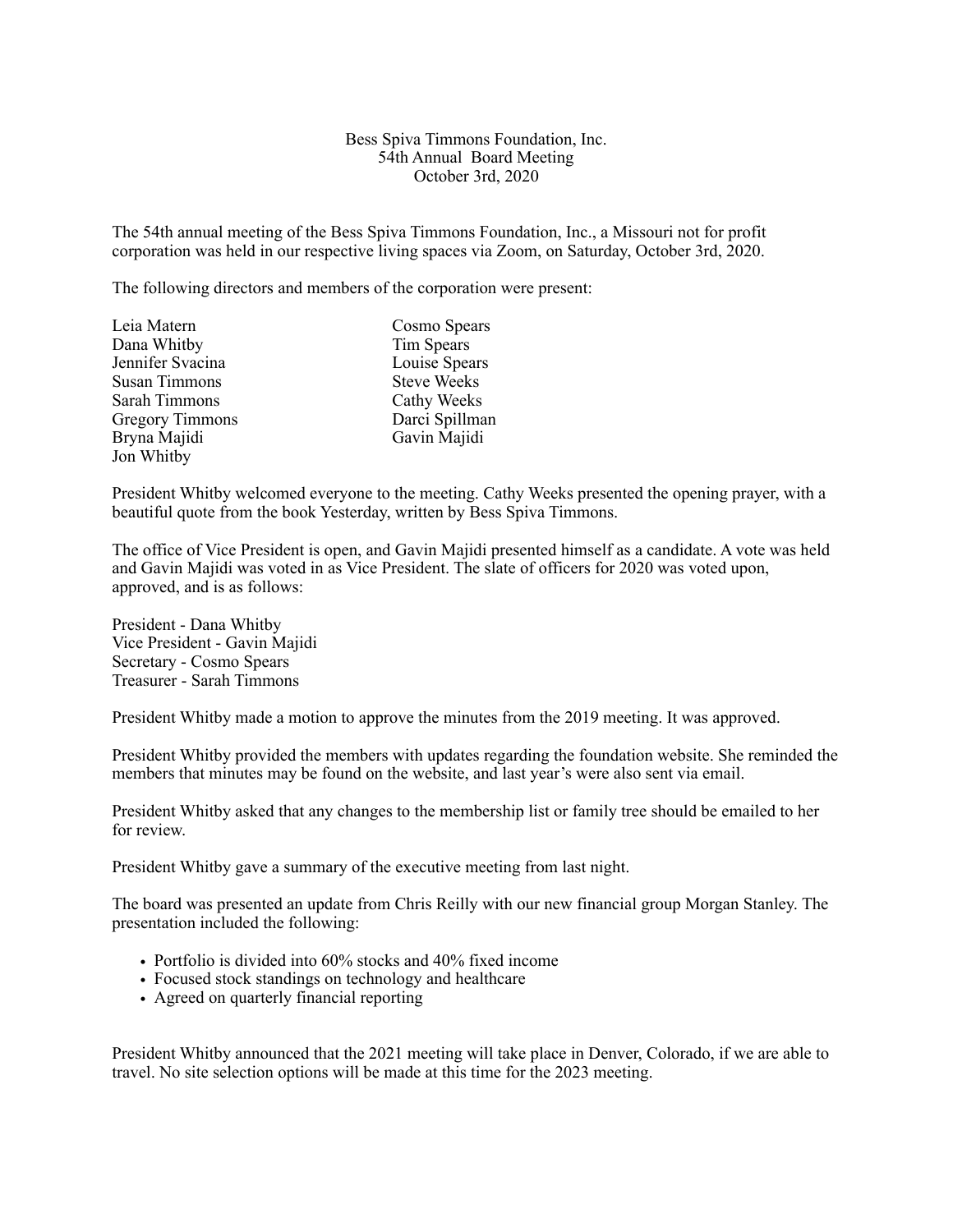# Bess Spiva Timmons Foundation, Inc.
## 54th Annual Board Meeting
## October 3rd, 2020

The 54th annual meeting of the Bess Spiva Timmons Foundation, Inc., a Missouri not for profit corporation was held in our respective living spaces via Zoom, on Saturday, October 3rd, 2020.

The following directors and members of the corporation were present:

Leia Matern
Dana Whitby
Jennifer Svacina
Susan Timmons
Sarah Timmons
Gregory Timmons
Bryna Majidi
Jon Whitby
Cosmo Spears
Tim Spears
Louise Spears
Steve Weeks
Cathy Weeks
Darci Spillman
Gavin Majidi

President Whitby welcomed everyone to the meeting. Cathy Weeks presented the opening prayer, with a beautiful quote from the book Yesterday, written by Bess Spiva Timmons.

The office of Vice President is open, and Gavin Majidi presented himself as a candidate. A vote was held and Gavin Majidi was voted in as Vice President. The slate of officers for 2020 was voted upon, approved, and is as follows:

President - Dana Whitby
Vice President - Gavin Majidi
Secretary - Cosmo Spears
Treasurer - Sarah Timmons

President Whitby made a motion to approve the minutes from the 2019 meeting. It was approved.

President Whitby provided the members with updates regarding the foundation website. She reminded the members that minutes may be found on the website, and last year's were also sent via email.

President Whitby asked that any changes to the membership list or family tree should be emailed to her for review.

President Whitby gave a summary of the executive meeting from last night.

The board was presented an update from Chris Reilly with our new financial group Morgan Stanley. The presentation included the following:

- Portfolio is divided into 60% stocks and 40% fixed income
- Focused stock standings on technology and healthcare
- Agreed on quarterly financial reporting

President Whitby announced that the 2021 meeting will take place in Denver, Colorado, if we are able to travel. No site selection options will be made at this time for the 2023 meeting.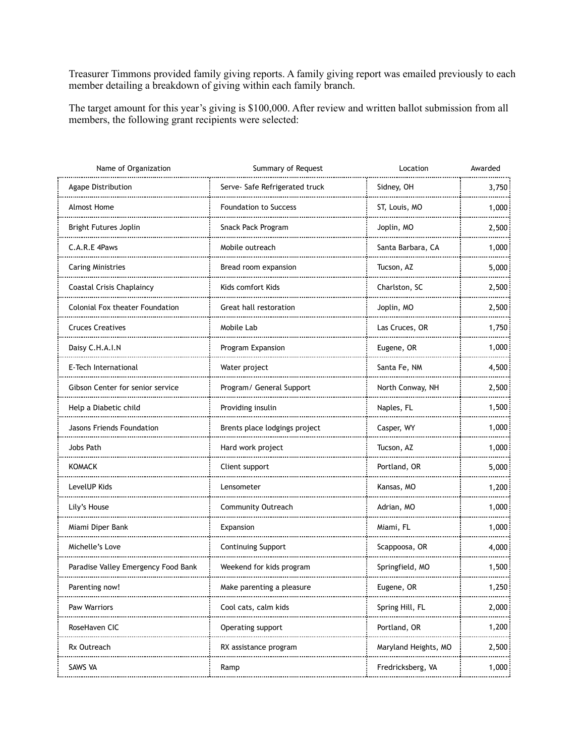Treasurer Timmons provided family giving reports. A family giving report was emailed previously to each member detailing a breakdown of giving within each family branch.

The target amount for this year's giving is $100,000. After review and written ballot submission from all members, the following grant recipients were selected:

| Name of Organization | Summary of Request | Location | Awarded |
|---|---|---|---|
| Agape Distribution | Serve- Safe Refrigerated truck | Sidney, OH | 3,750 |
| Almost Home | Foundation to Success | ST, Louis, MO | 1,000 |
| Bright Futures Joplin | Snack Pack Program | Joplin, MO | 2,500 |
| C.A.R.E 4Paws | Mobile outreach | Santa Barbara, CA | 1,000 |
| Caring Ministries | Bread room expansion | Tucson, AZ | 5,000 |
| Coastal Crisis Chaplaincy | Kids comfort Kids | Charlston, SC | 2,500 |
| Colonial Fox theater Foundation | Great hall restoration | Joplin, MO | 2,500 |
| Cruces Creatives | Mobile Lab | Las Cruces, OR | 1,750 |
| Daisy C.H.A.I.N | Program Expansion | Eugene, OR | 1,000 |
| E-Tech International | Water project | Santa Fe, NM | 4,500 |
| Gibson Center for senior service | Program/ General Support | North Conway, NH | 2,500 |
| Help a Diabetic child | Providing insulin | Naples, FL | 1,500 |
| Jasons Friends Foundation | Brents place lodgings project | Casper, WY | 1,000 |
| Jobs Path | Hard work project | Tucson, AZ | 1,000 |
| KOMACK | Client support | Portland, OR | 5,000 |
| LevelUP Kids | Lensometer | Kansas, MO | 1,200 |
| Lily's House | Community Outreach | Adrian, MO | 1,000 |
| Miami Diper Bank | Expansion | Miami, FL | 1,000 |
| Michelle's Love | Continuing Support | Scappoosa, OR | 4,000 |
| Paradise Valley Emergency Food Bank | Weekend for kids program | Springfield, MO | 1,500 |
| Parenting now! | Make parenting a pleasure | Eugene, OR | 1,250 |
| Paw Warriors | Cool cats, calm kids | Spring Hill, FL | 2,000 |
| RoseHaven CIC | Operating support | Portland, OR | 1,200 |
| Rx Outreach | RX assistance program | Maryland Heights, MO | 2,500 |
| SAWS VA | Ramp | Fredricksberg, VA | 1,000 |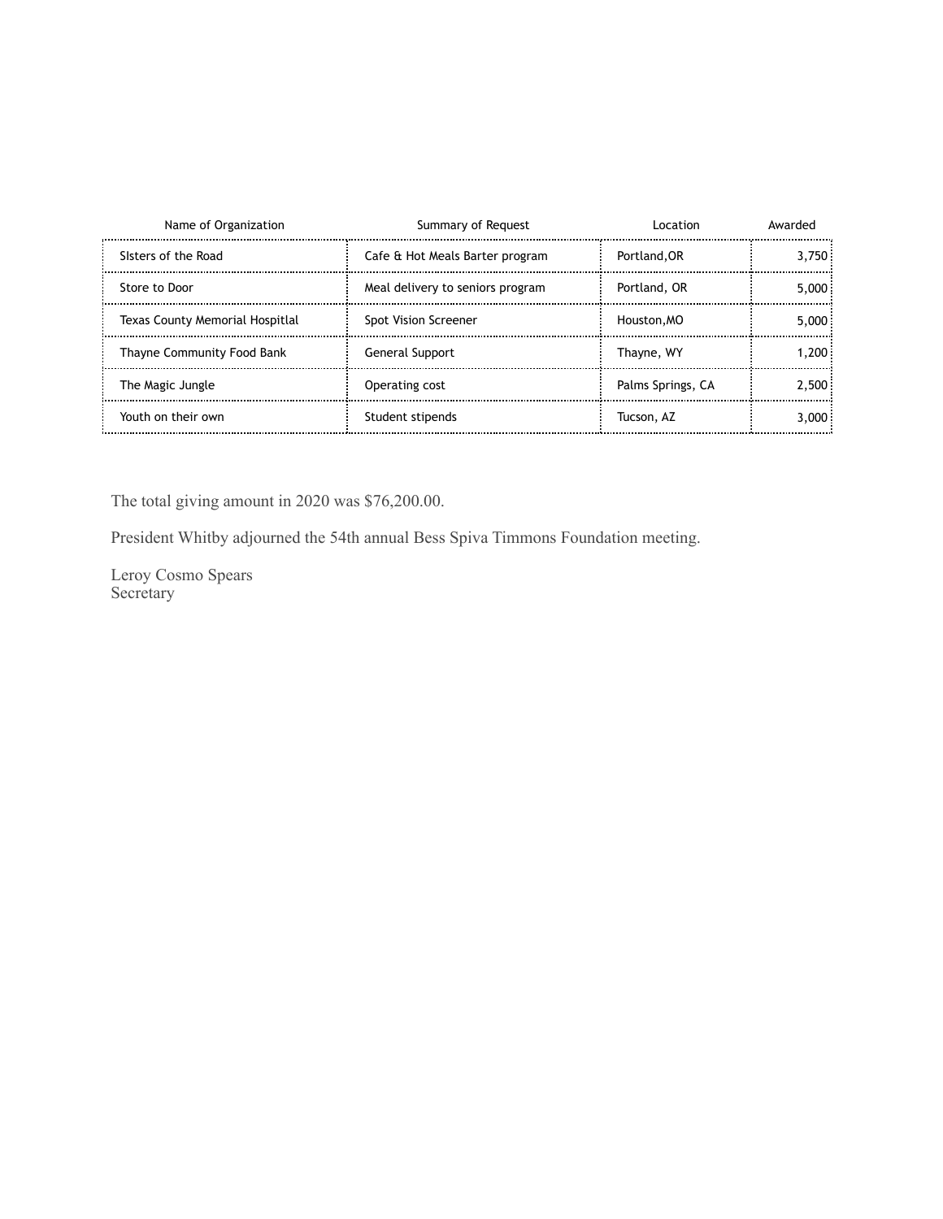| Name of Organization | Summary of Request | Location | Awarded |
|---|---|---|---|
| SIsters of the Road | Cafe & Hot Meals Barter program | Portland,OR | 3,750 |
| Store to Door | Meal delivery to seniors program | Portland, OR | 5,000 |
| Texas County Memorial Hospitlal | Spot Vision Screener | Houston,MO | 5,000 |
| Thayne Community Food Bank | General Support | Thayne, WY | 1,200 |
| The Magic Jungle | Operating cost | Palms Springs, CA | 2,500 |
| Youth on their own | Student stipends | Tucson, AZ | 3,000 |

The total giving amount in 2020 was $76,200.00.

President Whitby adjourned the 54th annual Bess Spiva Timmons Foundation meeting.

Leroy Cosmo Spears
Secretary